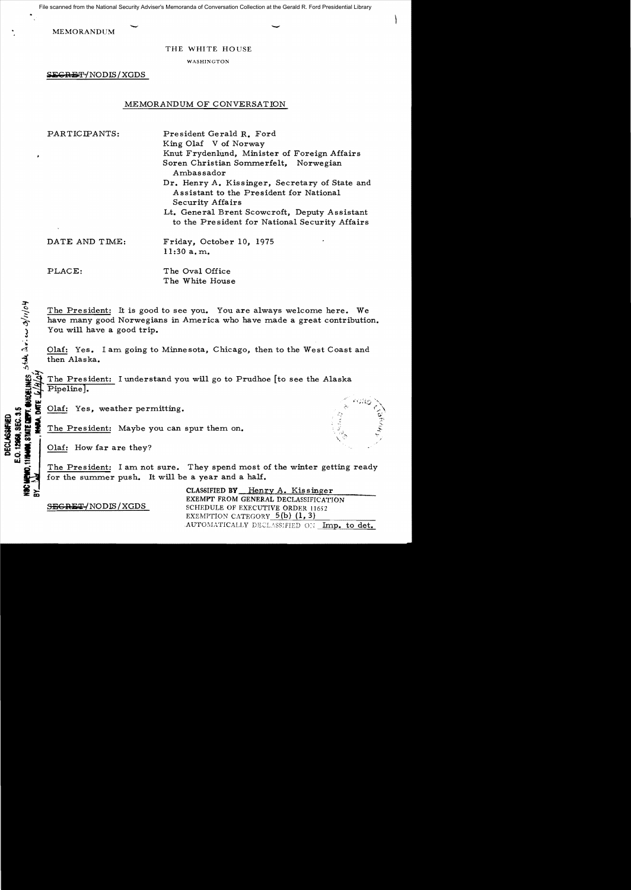MEMORANDUM

THE WHITE HOUSE

WASHINGTON

~~SECRET~~/NODIS/XGDS

MEMORANDUM OF CONVERSATION

PARTICIPANTS: President Gerald R. Ford
King Olaf V of Norway
Knut Frydenlund, Minister of Foreign Affairs
Soren Christian Sommerfelt, Norwegian Ambassador
Dr. Henry A. Kissinger, Secretary of State and Assistant to the President for National Security Affairs
Lt. General Brent Scowcroft, Deputy Assistant to the President for National Security Affairs

DATE AND TIME: Friday, October 10, 1975
11:30 a.m.

PLACE: The Oval Office
The White House

DECLASSIFIED
E.O. 12958, SEC. 3.5
NSC MEMO, 11/24/98, STATE DEPT. GUIDELINES, State Rev. 3/11/04
BY ___, NARA, DATE 6/4/04

The President: It is good to see you. You are always welcome here. We have many good Norwegians in America who have made a great contribution. You will have a good trip.

Olaf: Yes. I am going to Minnesota, Chicago, then to the West Coast and then Alaska.

The President: I understand you will go to Prudhoe [to see the Alaska Pipeline].

Olaf: Yes, weather permitting.

The President: Maybe you can spur them on.

Olaf: How far are they?

The President: I am not sure. They spend most of the winter getting ready for the summer push. It will be a year and a half.

~~SECRET~~/NODIS/XGDS

CLASSIFIED BY Henry A. Kissinger
EXEMPT FROM GENERAL DECLASSIFICATION
SCHEDULE OF EXECUTIVE ORDER 11652
EXEMPTION CATEGORY 5(b) (1, 3)
AUTOMATICALLY DECLASSIFIED ON Imp. to det.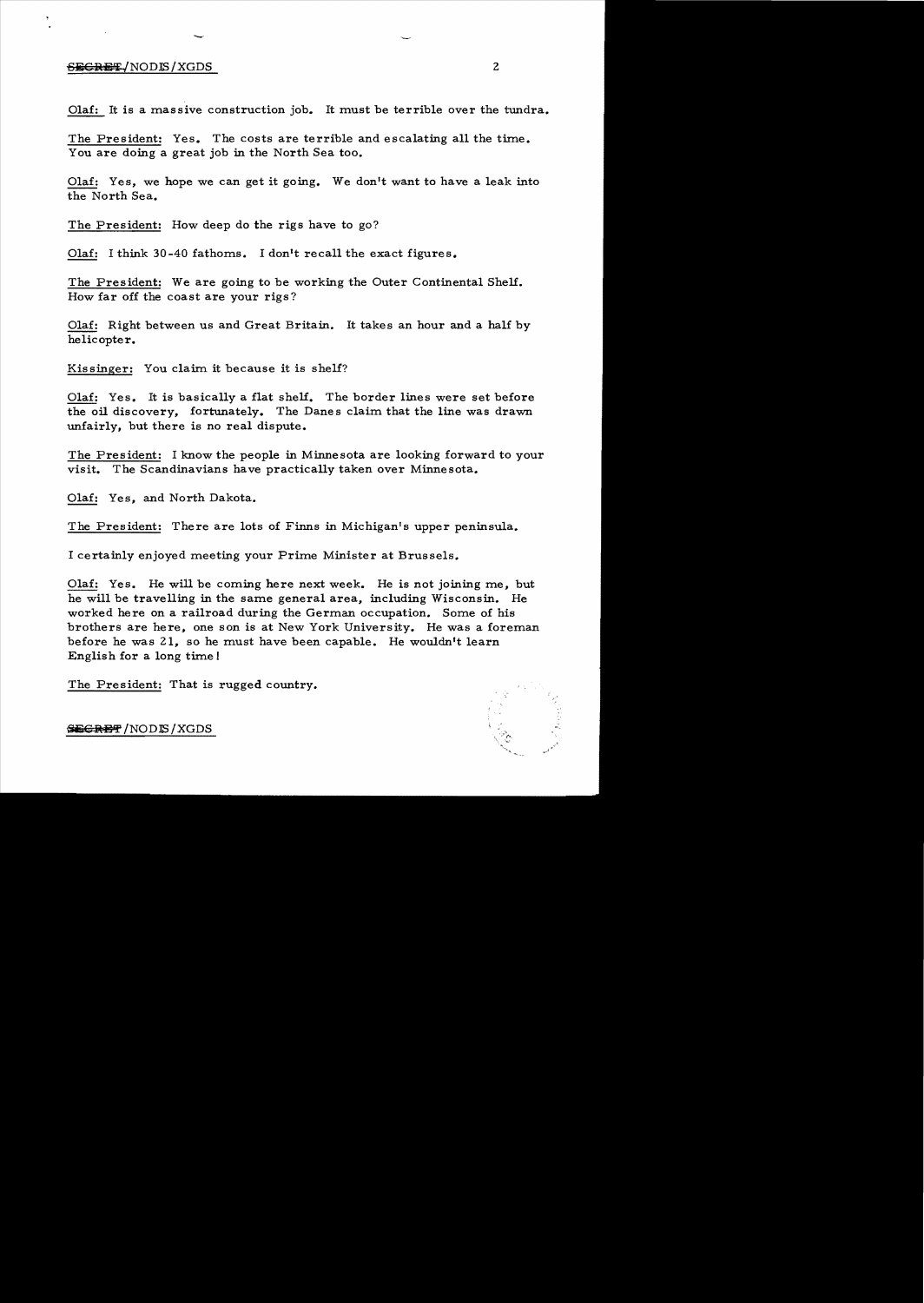Olaf: It is a massive construction job. It must be terrible over the tundra.

The President: Yes. The costs are terrible and escalating all the time. You are doing a great job in the North Sea too.

Olaf: Yes, we hope we can get it going. We don't want to have a leak into the North Sea.

The President: How deep do the rigs have to go?

Olaf: I think 30-40 fathoms. I don't recall the exact figures.

The President: We are going to be working the Outer Continental Shelf. How far off the coast are your rigs?

Olaf: Right between us and Great Britain. It takes an hour and a half by helicopter.

Kissinger: You claim it because it is shelf?

Olaf: Yes. It is basically a flat shelf. The border lines were set before the oil discovery, fortunately. The Danes claim that the line was drawn unfairly, but there is no real dispute.

The President: I know the people in Minnesota are looking forward to your visit. The Scandinavians have practically taken over Minnesota.

Olaf: Yes, and North Dakota.

The President: There are lots of Finns in Michigan's upper peninsula.

I certainly enjoyed meeting your Prime Minister at Brussels.

Olaf: Yes. He will be coming here next week. He is not joining me, but he will be travelling in the same general area, including Wisconsin. He worked here on a railroad during the German occupation. Some of his brothers are here, one son is at New York University. He was a foreman before he was 21, so he must have been capable. He wouldn't learn English for a long time!

The President: That is rugged country.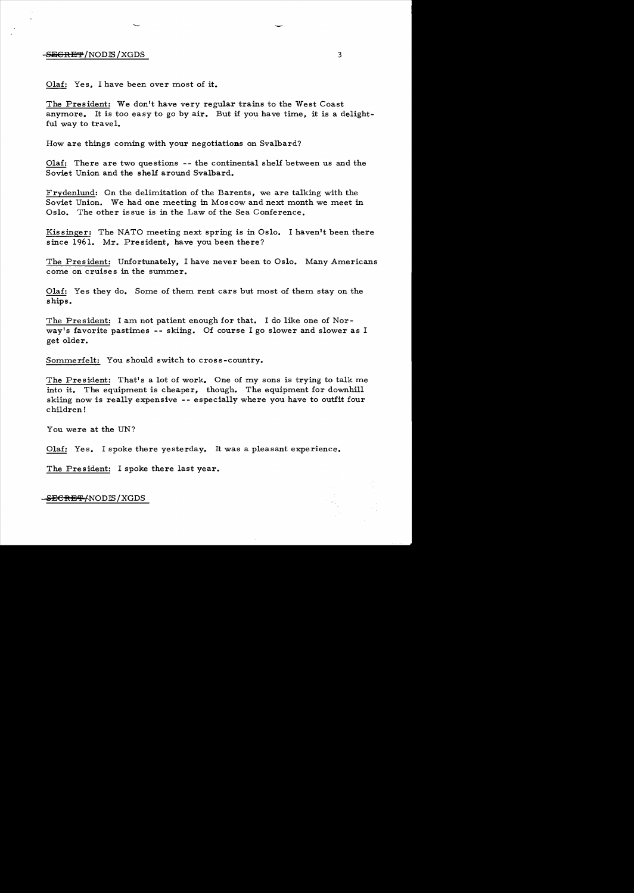Olaf: Yes, I have been over most of it.

The President: We don't have very regular trains to the West Coast anymore. It is too easy to go by air. But if you have time, it is a delightful way to travel.

How are things coming with your negotiations on Svalbard?

Olaf: There are two questions -- the continental shelf between us and the Soviet Union and the shelf around Svalbard.

Frydenlund: On the delimitation of the Barents, we are talking with the Soviet Union. We had one meeting in Moscow and next month we meet in Oslo. The other issue is in the Law of the Sea Conference.

Kissinger: The NATO meeting next spring is in Oslo. I haven't been there since 1961. Mr. President, have you been there?

The President: Unfortunately, I have never been to Oslo. Many Americans come on cruises in the summer.

Olaf: Yes they do. Some of them rent cars but most of them stay on the ships.

The President: I am not patient enough for that. I do like one of Norway's favorite pastimes -- skiing. Of course I go slower and slower as I get older.

Sommerfelt: You should switch to cross-country.

The President: That's a lot of work. One of my sons is trying to talk me into it. The equipment is cheaper, though. The equipment for downhill skiing now is really expensive -- especially where you have to outfit four children!

You were at the UN?

Olaf: Yes. I spoke there yesterday. It was a pleasant experience.

The President: I spoke there last year.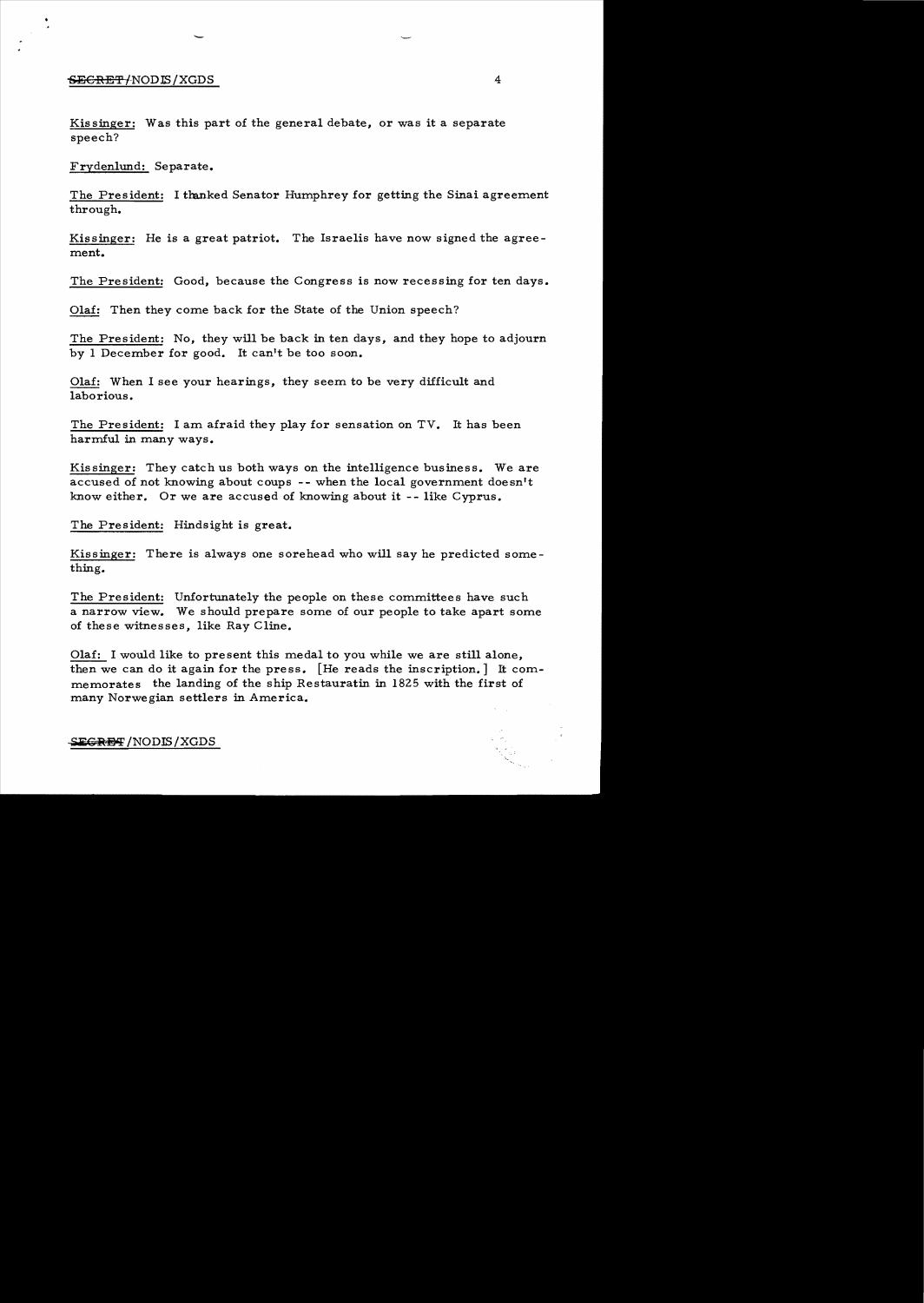Kissinger: Was this part of the general debate, or was it a separate speech?

Frydenlund: Separate.

The President: I thanked Senator Humphrey for getting the Sinai agreement through.

Kissinger: He is a great patriot. The Israelis have now signed the agreement.

The President: Good, because the Congress is now recessing for ten days.

Olaf: Then they come back for the State of the Union speech?

The President: No, they will be back in ten days, and they hope to adjourn by 1 December for good. It can't be too soon.

Olaf: When I see your hearings, they seem to be very difficult and laborious.

The President: I am afraid they play for sensation on TV. It has been harmful in many ways.

Kissinger: They catch us both ways on the intelligence business. We are accused of not knowing about coups -- when the local government doesn't know either. Or we are accused of knowing about it -- like Cyprus.

The President: Hindsight is great.

Kissinger: There is always one sorehead who will say he predicted something.

The President: Unfortunately the people on these committees have such a narrow view. We should prepare some of our people to take apart some of these witnesses, like Ray Cline.

Olaf: I would like to present this medal to you while we are still alone, then we can do it again for the press. [He reads the inscription.] It commemorates the landing of the ship Restauratin in 1825 with the first of many Norwegian settlers in America.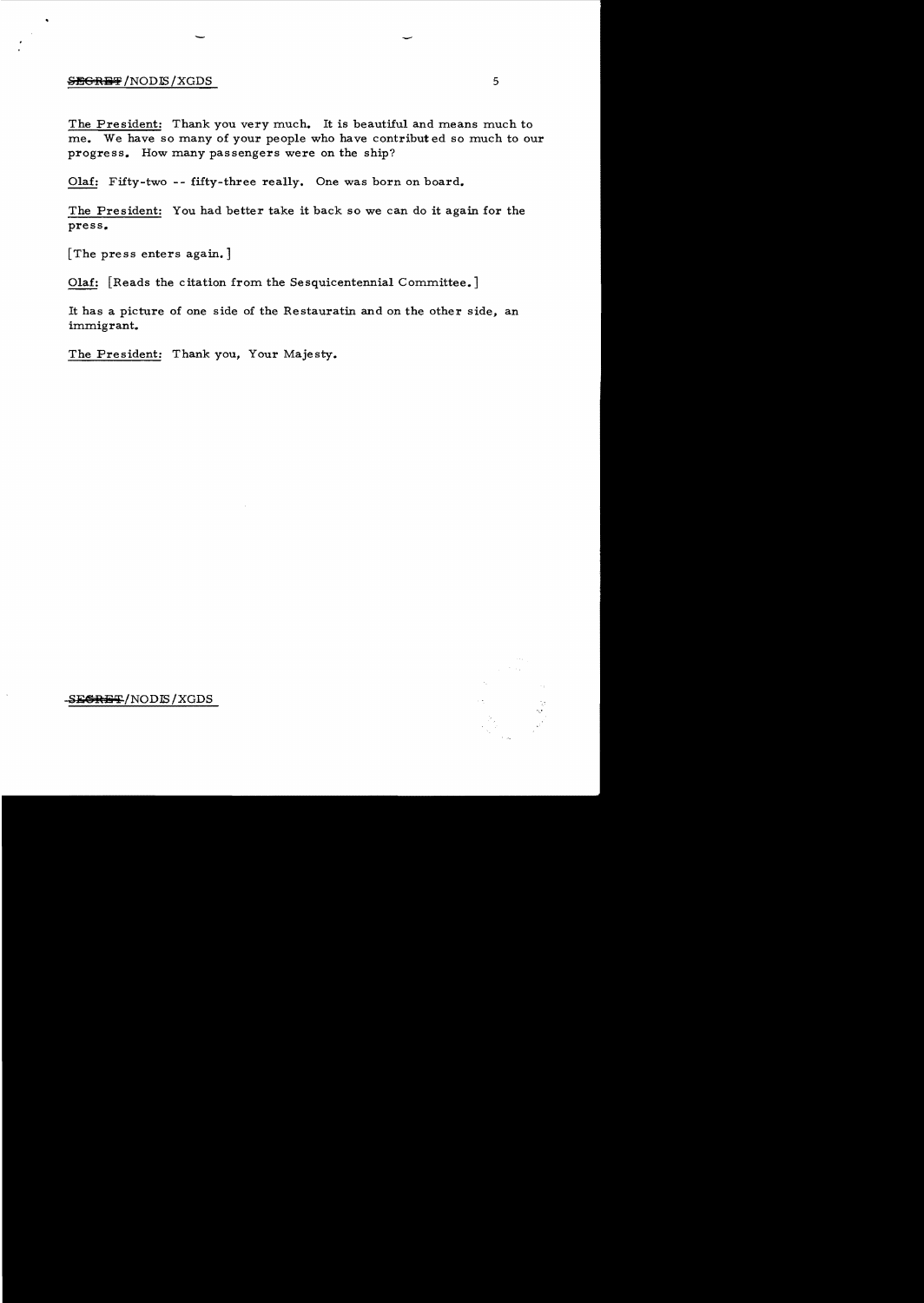The President: Thank you very much. It is beautiful and means much to me. We have so many of your people who have contributed so much to our progress. How many passengers were on the ship?

Olaf: Fifty-two -- fifty-three really. One was born on board.

The President: You had better take it back so we can do it again for the press.

[The press enters again.]

Olaf: [Reads the citation from the Sesquicentennial Committee.]

It has a picture of one side of the Restauratin and on the other side, an immigrant.

The President: Thank you, Your Majesty.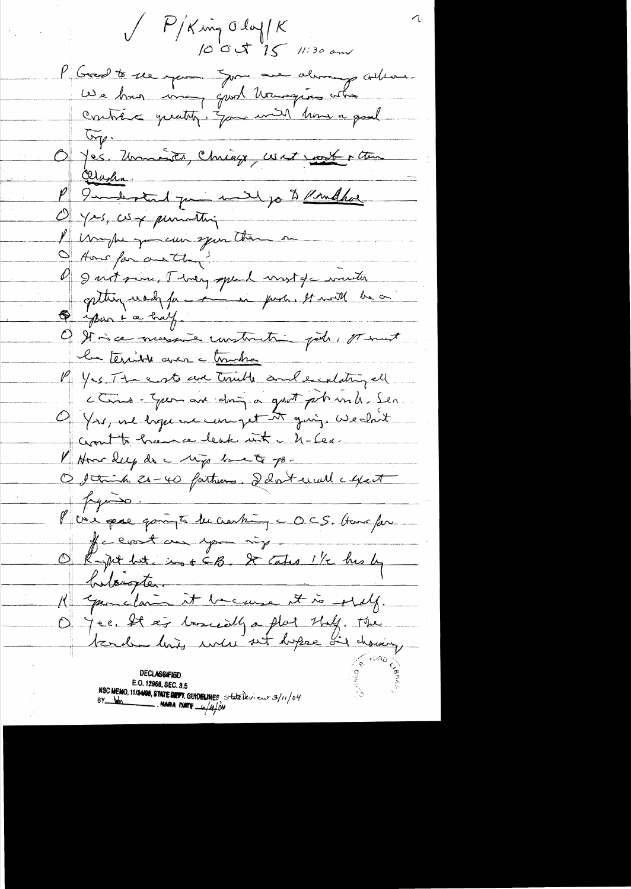✓ P/King Olaf/K
10 Oct 75 11:30 am

P Good to see you. You are always welcome. We have many good Norwegians who contribute greatly. You will have a good trip.

O Yes. Minnesota, Chicago, west coast & then Alaska.

P I understand you will go to Prudhoe

O Yes, w/ permitting

P Maybe you can spur them on.

O How far are they?

P I'm not sure. They spend most of winter getting ready for summer push. It will be a year & a half.

O It is a massive construction job. It must be terrible over tundra

P Yes. The costs are terrible and escalating all the time. You are doing a great job in the Sea.

O Yes, we hope we can get it going. We don't want to have a leak into the N-Sea.

P How deep do the rigs have to go.

O I think 20-40 fathoms. I don't recall exact figures.

P We are going to be working the OCS. How far off coast are your rigs.

O Right but in the CB. It takes 1½ hrs by helicopter.

K You claim it because it is shelf.

O Yes. It is basically a flat shelf. The border line was set before oil discovery,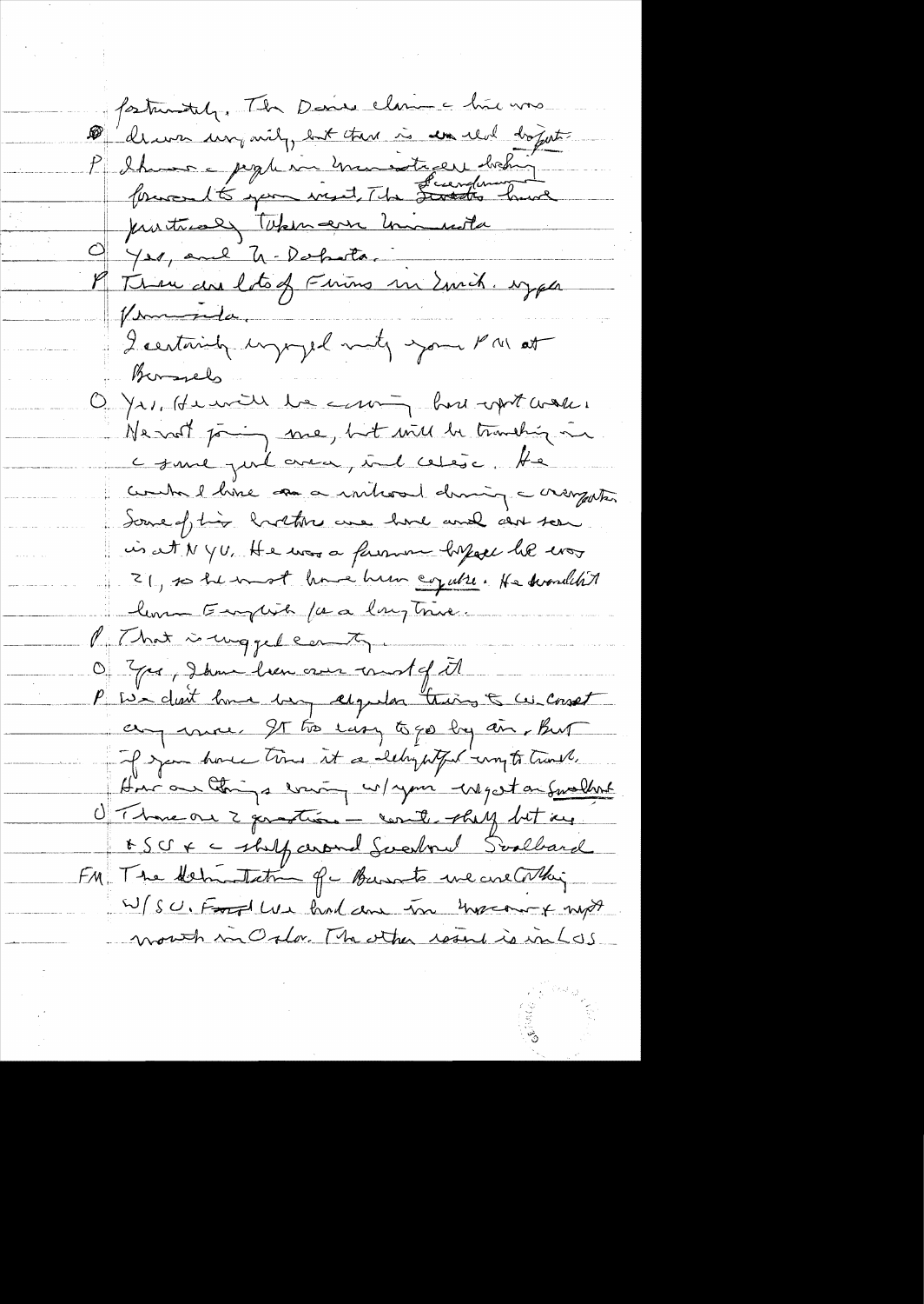fortunately. The Danes claim a line was drawn wrongly, but there is no real dispute.

P I know a people in Minnesota are looking forward to your visit. The Scandinavians have practically taken over Minnesota

O Yes, and N-Dakota.

P There are lots of Finns in Minn. upper peninsula.

I certainly enjoyed meeting your PM at Brussels

O Yes. He will be coming here next week. He won't joining me, but will be traveling in a same general area, incl. Detroit. He worked here on a railroad during a emigration. Some of his brothers are here and one son is at NYU. He was a farmer before he was 21, so he must have been early. He wouldn't learn English for a long time.

P That is unequaled country.

O Yes, I have been over most of it

P We don't have very regular trains to the coast any more. It is too easy to go by air. But if you have time it is a delightful way to travel. How are things coming w/ your - we got an Svalbard

O There are 2 questions — continental shelf but incl. + SU + a shelf around Svalbard Svalbard

FM The delimitation of the Barents we are talking w/SU. Foreign Minister had one in Moscow & next month in Oslo. The other issue is in LOS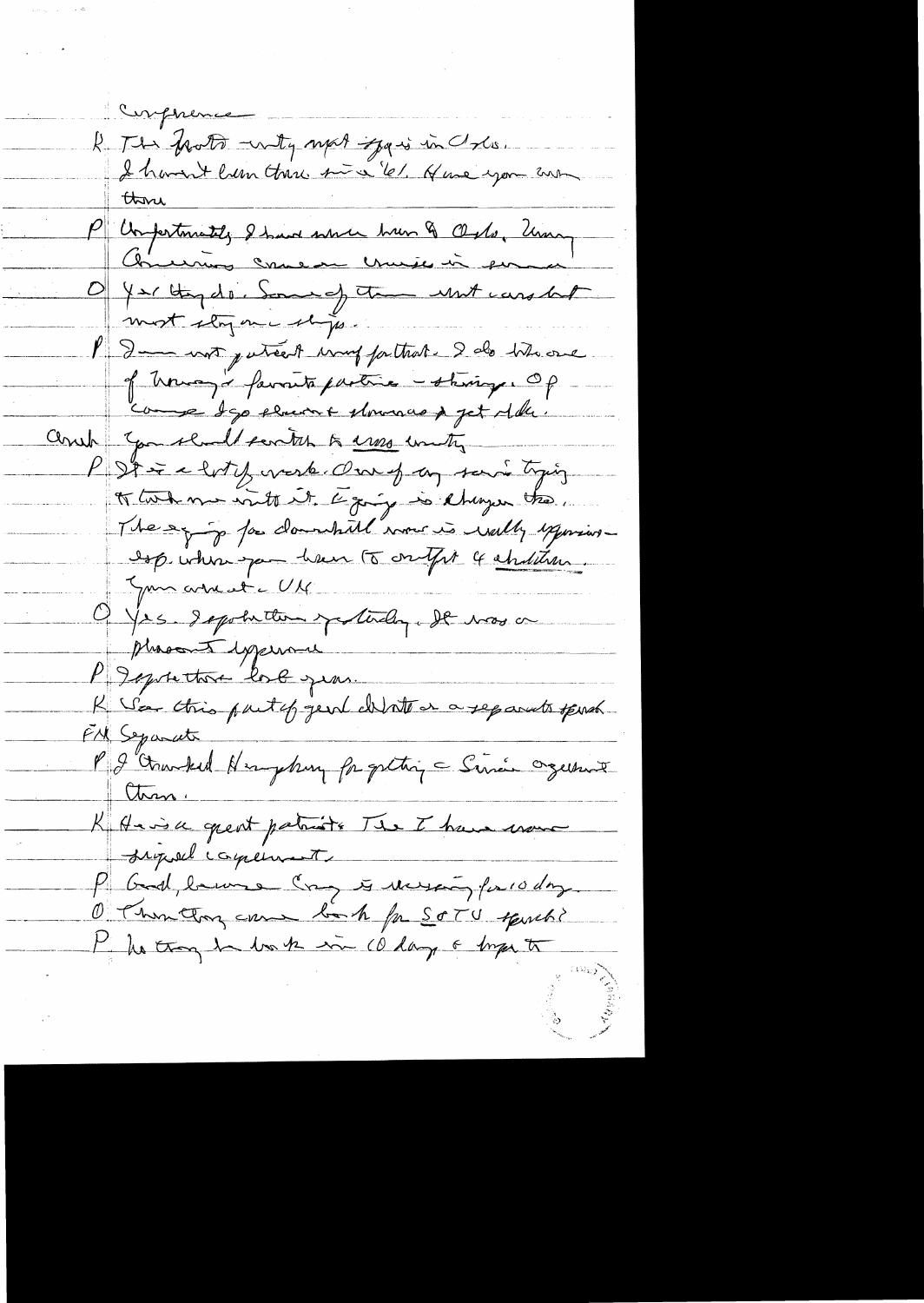Conference

K. The Frosts - utterly spent 1 yr in Oslo. I haven't been there since '61. Have you been there

P. Unfortunately I have never been to Oslo. Many Americans come on cruise in summer

O. Yes they do. Some of them rent cars but most stay on the ships.

P. I am not patient enough for that. I do like one of Norway's favorite pastimes - skiing. Of course I go slower & slower & get older.

Amb. You should switch to cross country

P. It is a lot of work. One of my sons is trying to talk me into it. Equip is cheaper too. The equip for downhill now is really expensive - esp. when you have to outfit 4 children.

You were at UN

O. Yes. I spoke there yesterday. It was a pleasant experience

P. I spoke there last year.

K. Was this part of general debate or a separate speech.

FM. Separate

P. I thanked Humphrey for getting Senate agreement there.

K. He is a great patriot. The I have now signed agreement.

P. Good, because Cong is recessing for 10 day.

O. Then they come back for SOTU speech?

P. No they be back in 10 days & hope to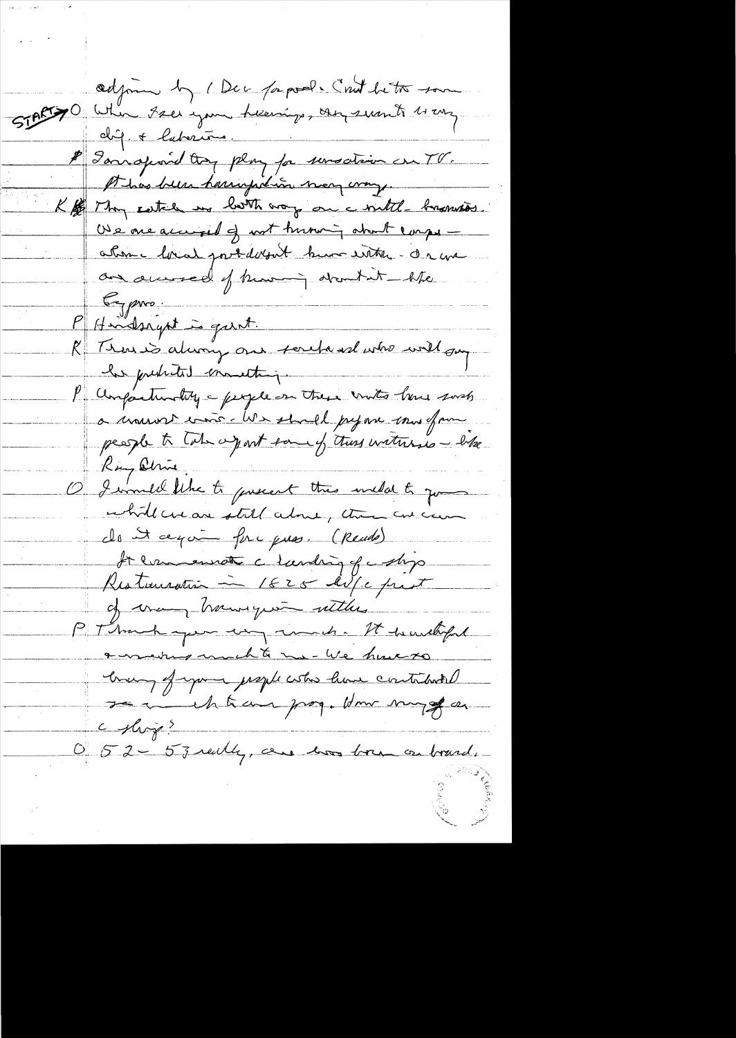adjourn by 1 Dec for pool. Can't be too soon

START→ O When I see your hearings, they seem to be very dig. & laborious.

P I am afraid they play for sensation on TV. It has been hampering in many ways.

K They catch us both ways on a little business. We are accused of not knowing about corps — when local govt doesn't know either. Or we are accused of knowing about it — like Cyprus.

P Hindsight is great.

K There is always one so-&-so who will say he predicted something.

P Unfortunately — people on these units have such a narrow view. We should prepare some of our people to take apart some of these witnesses — like Ray Cline.

O I would like to present this medal to you while we are still alone, then we can do it again for press. (Reads)

It commemorates the landing of a ship. Restoration — in 1825 — 1st of first of many Norwegian settlers.

P Thank you very much. It is beautiful & meaning much to me. We have so many of your people who have contributed so much to our prog. How many of on a ship?

O 52 – 53 really, one was born on board.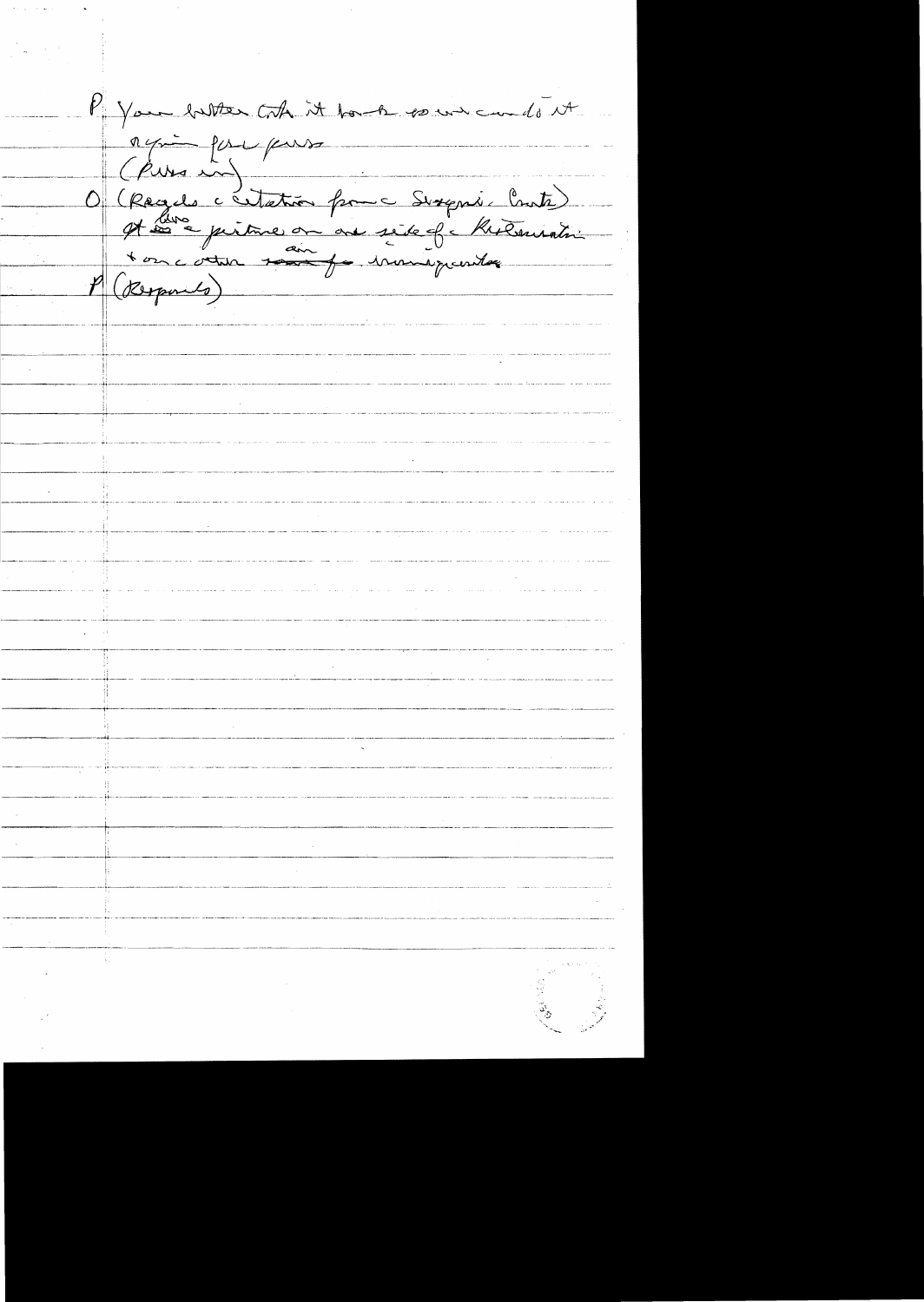P: Your letter with it hard to and could it

again for press

(Press in)

O: (Reads a citation from a Sixquis Cont.)

It has a picture on one side of a Resolution

+ on a other an for inmigrantes

P: (Responds)